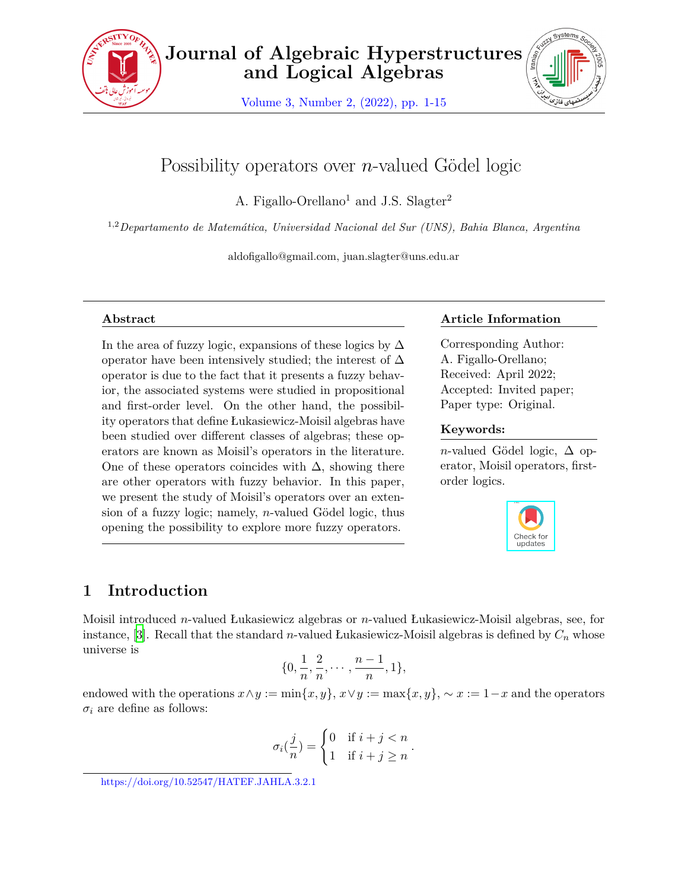# Possibility operators over $n$-valued Gödel logic

A. Figallo-Orellano[1] and J.S. Slagter[2]

[1,2] *Departamento de Matemática, Universidad Nacional del Sur (UNS), Bahía Blanca, Argentina*

aldofigallo@gmail.com, juan.slagter@uns.edu.ar

## Abstract

In the area of fuzzy logic, expansions of these logics by $\Delta$ operator have been intensively studied; the interest of $\Delta$ operator is due to the fact that it presents a fuzzy behavior, the associated systems were studied in propositional and first-order level. On the other hand, the possibility operators that define Łukasiewicz-Moisil algebras have been studied over different classes of algebras; these operators are known as Moisil's operators in the literature. One of these operators coincides with $\Delta$, showing there are other operators with fuzzy behavior. In this paper, we present the study of Moisil's operators over an extension of a fuzzy logic; namely, $n$-valued Gödel logic, thus opening the possibility to explore more fuzzy operators.

## Article Information

Corresponding Author: A. Figallo-Orellano;
Received: April 2022;
Accepted: Invited paper;
Paper type: Original.

## Keywords:

$n$-valued Gödel logic, $\Delta$ operator, Moisil operators, first-order logics.

## 1 Introduction

Moisil introduced $n$-valued Łukasiewicz algebras or $n$-valued Łukasiewicz-Moisil algebras, see, for instance, [3]. Recall that the standard $n$-valued Łukasiewicz-Moisil algebras is defined by $C_n$ whose universe is

$$\{0, \frac{1}{n}, \frac{2}{n}, \cdots, \frac{n-1}{n}, 1\},$$

endowed with the operations $x \wedge y := \min\{x, y\}$, $x \vee y := \max\{x, y\}$, $\sim x := 1 - x$ and the operators $\sigma_i$ are define as follows:

$$\sigma_i(\frac{j}{n}) = \begin{cases} 0 & \text{if } i + j < n \\ 1 & \text{if } i + j \geq n \end{cases}.$$

https://doi.org/10.52547/HATEF.JAHLA.3.2.1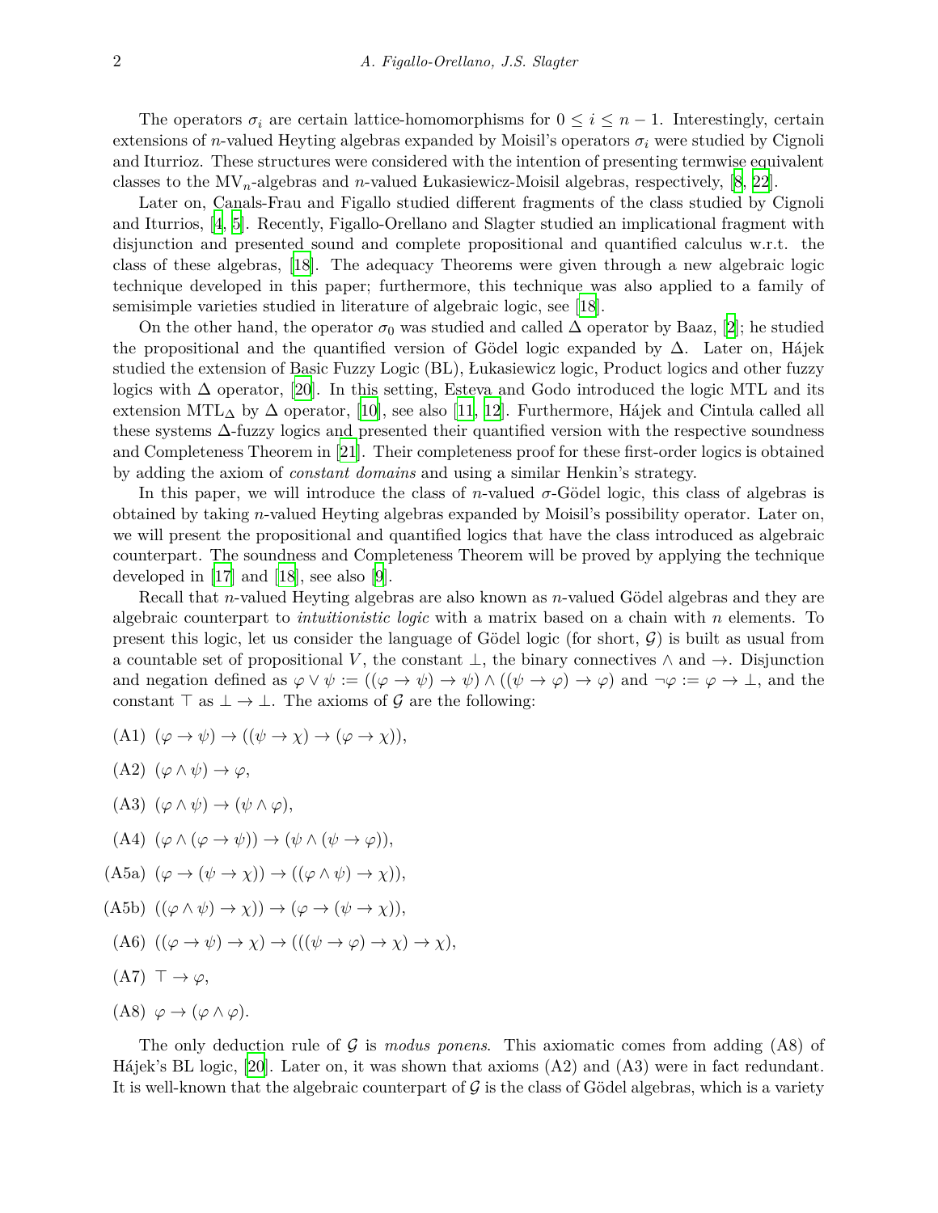The operators $\sigma_i$ are certain lattice-homomorphisms for $0 \leq i \leq n-1$. Interestingly, certain extensions of $n$-valued Heyting algebras expanded by Moisil's operators $\sigma_i$ were studied by Cignoli and Iturrioz. These structures were considered with the intention of presenting termwise equivalent classes to the MV$_n$-algebras and $n$-valued Łukasiewicz-Moisil algebras, respectively, [8, 22].

Later on, Canals-Frau and Figallo studied different fragments of the class studied by Cignoli and Iturrios, [4, 5]. Recently, Figallo-Orellano and Slagter studied an implicational fragment with disjunction and presented sound and complete propositional and quantified calculus w.r.t. the class of these algebras, [18]. The adequacy Theorems were given through a new algebraic logic technique developed in this paper; furthermore, this technique was also applied to a family of semisimple varieties studied in literature of algebraic logic, see [18].

On the other hand, the operator $\sigma_0$ was studied and called $\Delta$ operator by Baaz, [2]; he studied the propositional and the quantified version of Gödel logic expanded by $\Delta$. Later on, Hájek studied the extension of Basic Fuzzy Logic (BL), Łukasiewicz logic, Product logics and other fuzzy logics with $\Delta$ operator, [20]. In this setting, Esteva and Godo introduced the logic MTL and its extension MTL$_\Delta$ by $\Delta$ operator, [10], see also [11, 12]. Furthermore, Hájek and Cintula called all these systems $\Delta$-fuzzy logics and presented their quantified version with the respective soundness and Completeness Theorem in [21]. Their completeness proof for these first-order logics is obtained by adding the axiom of *constant domains* and using a similar Henkin's strategy.

In this paper, we will introduce the class of $n$-valued $\sigma$-Gödel logic, this class of algebras is obtained by taking $n$-valued Heyting algebras expanded by Moisil's possibility operator. Later on, we will present the propositional and quantified logics that have the class introduced as algebraic counterpart. The soundness and Completeness Theorem will be proved by applying the technique developed in [17] and [18], see also [9].

Recall that $n$-valued Heyting algebras are also known as $n$-valued Gödel algebras and they are algebraic counterpart to *intuitionistic logic* with a matrix based on a chain with $n$ elements. To present this logic, let us consider the language of Gödel logic (for short, $\mathcal{G}$) is built as usual from a countable set of propositional $V$, the constant $\bot$, the binary connectives $\wedge$ and $\to$. Disjunction and negation defined as $\varphi \vee \psi := ((\varphi \to \psi) \to \psi) \wedge ((\psi \to \varphi) \to \varphi)$ and $\neg\varphi := \varphi \to \bot$, and the constant $\top$ as $\bot \to \bot$. The axioms of $\mathcal{G}$ are the following:

(A1) $(\varphi \to \psi) \to ((\psi \to \chi) \to (\varphi \to \chi))$,

(A2) $(\varphi \wedge \psi) \to \varphi$,

(A3) $(\varphi \wedge \psi) \to (\psi \wedge \varphi)$,

(A4) $(\varphi \wedge (\varphi \to \psi)) \to (\psi \wedge (\psi \to \varphi))$,

(A5a) $(\varphi \to (\psi \to \chi)) \to ((\varphi \wedge \psi) \to \chi))$,

(A5b) $((\varphi \wedge \psi) \to \chi)) \to (\varphi \to (\psi \to \chi))$,

(A6) $((\varphi \to \psi) \to \chi) \to (((\psi \to \varphi) \to \chi) \to \chi)$,

(A7) $\top \to \varphi$,

(A8) $\varphi \to (\varphi \wedge \varphi)$.

The only deduction rule of $\mathcal{G}$ is *modus ponens*. This axiomatic comes from adding (A8) of Hájek's BL logic, [20]. Later on, it was shown that axioms (A2) and (A3) were in fact redundant. It is well-known that the algebraic counterpart of $\mathcal{G}$ is the class of Gödel algebras, which is a variety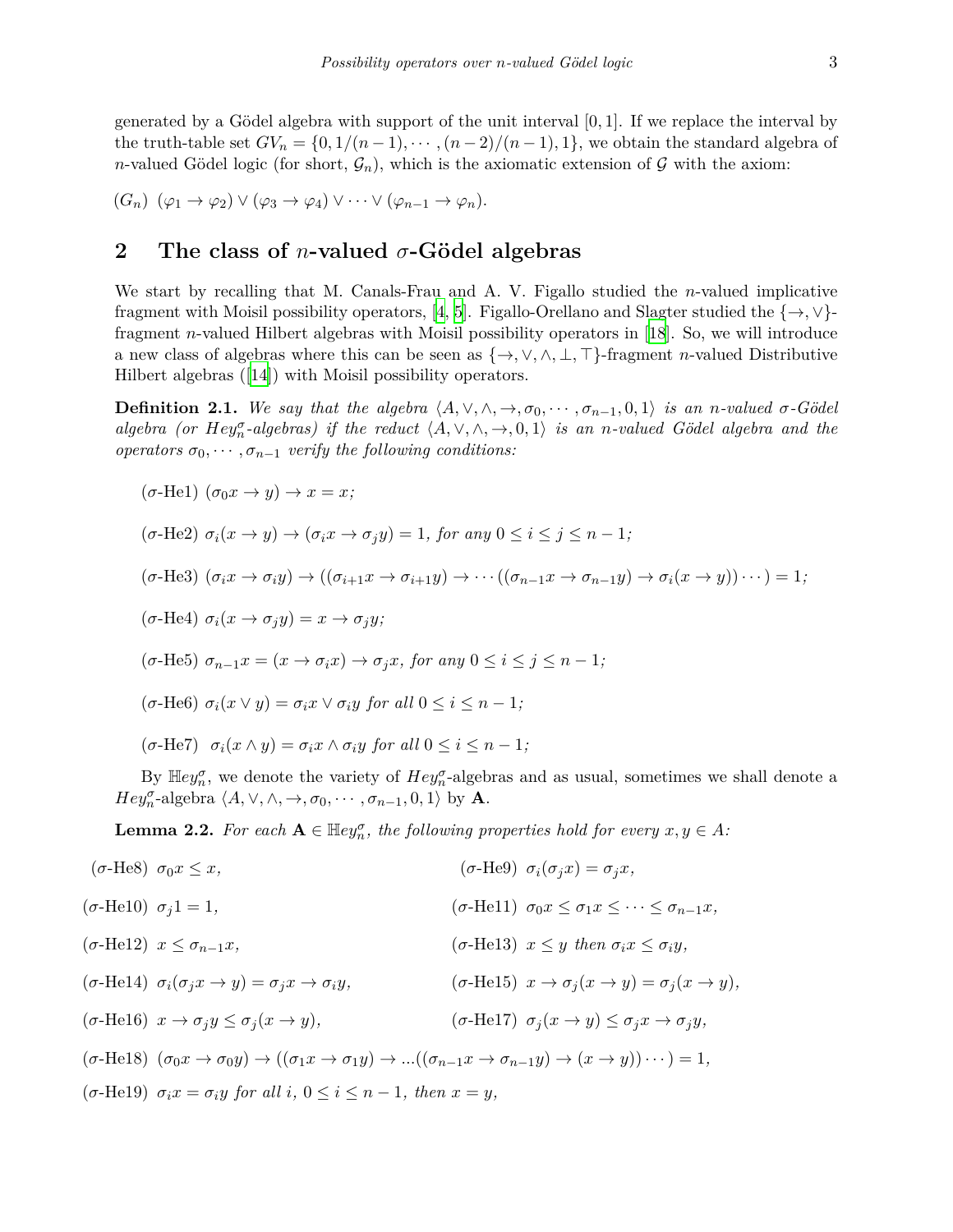generated by a Gödel algebra with support of the unit interval $[0,1]$. If we replace the interval by the truth-table set $GV_n = \{0, 1/(n-1), \cdots, (n-2)/(n-1), 1\}$, we obtain the standard algebra of $n$-valued Gödel logic (for short, $\mathcal{G}_n$), which is the axiomatic extension of $\mathcal{G}$ with the axiom:

$(G_n)$ $(\varphi_1 \to \varphi_2) \vee (\varphi_3 \to \varphi_4) \vee \cdots \vee (\varphi_{n-1} \to \varphi_n)$.

## 2 The class of $n$-valued $\sigma$-Gödel algebras

We start by recalling that M. Canals-Frau and A. V. Figallo studied the $n$-valued implicative fragment with Moisil possibility operators, [4, 5]. Figallo-Orellano and Slagter studied the $\{\to, \vee\}$-fragment $n$-valued Hilbert algebras with Moisil possibility operators in [18]. So, we will introduce a new class of algebras where this can be seen as $\{\to, \vee, \wedge, \bot, \top\}$-fragment $n$-valued Distributive Hilbert algebras ([14]) with Moisil possibility operators.

**Definition 2.1.** *We say that the algebra $\langle A, \vee, \wedge, \to, \sigma_0, \cdots, \sigma_{n-1}, 0, 1\rangle$ is an $n$-valued $\sigma$-Gödel algebra (or $Hey^{\sigma}_n$-algebras) if the reduct $\langle A, \vee, \wedge, \to, 0, 1\rangle$ is an $n$-valued Gödel algebra and the operators $\sigma_0, \cdots, \sigma_{n-1}$ verify the following conditions:*

($\sigma$-He1) $(\sigma_0 x \to y) \to x = x$;

($\sigma$-He2) $\sigma_i(x \to y) \to (\sigma_i x \to \sigma_j y) = 1$, *for any* $0 \leq i \leq j \leq n-1$;

($\sigma$-He3) $(\sigma_i x \to \sigma_i y) \to ((\sigma_{i+1} x \to \sigma_{i+1} y) \to \cdots ((\sigma_{n-1} x \to \sigma_{n-1} y) \to \sigma_i(x \to y)) \cdots) = 1$;

($\sigma$-He4) $\sigma_i(x \to \sigma_j y) = x \to \sigma_j y$;

($\sigma$-He5) $\sigma_{n-1} x = (x \to \sigma_i x) \to \sigma_j x$, *for any* $0 \leq i \leq j \leq n-1$;

($\sigma$-He6) $\sigma_i(x \vee y) = \sigma_i x \vee \sigma_i y$ *for all* $0 \leq i \leq n-1$;

($\sigma$-He7) $\sigma_i(x \wedge y) = \sigma_i x \wedge \sigma_i y$ *for all* $0 \leq i \leq n-1$;

By $\mathbb{H}ey^{\sigma}_n$, we denote the variety of $Hey^{\sigma}_n$-algebras and as usual, sometimes we shall denote a $Hey^{\sigma}_n$-algebra $\langle A, \vee, \wedge, \to, \sigma_0, \cdots, \sigma_{n-1}, 0, 1\rangle$ by $\mathbf{A}$.

**Lemma 2.2.** *For each $\mathbf{A} \in \mathbb{H}ey^{\sigma}_n$, the following properties hold for every $x, y \in A$:*

($\sigma$-He8) $\sigma_0 x \leq x$,

($\sigma$-He9) $\sigma_i(\sigma_j x) = \sigma_j x$,

($\sigma$-He10) $\sigma_j 1 = 1$,

($\sigma$-He11) $\sigma_0 x \leq \sigma_1 x \leq \cdots \leq \sigma_{n-1} x$,

($\sigma$-He12) $x \leq \sigma_{n-1} x$,

($\sigma$-He13) $x \leq y$ *then* $\sigma_i x \leq \sigma_i y$,

($\sigma$-He14) $\sigma_i(\sigma_j x \to y) = \sigma_j x \to \sigma_i y$,

($\sigma$-He15) $x \to \sigma_j(x \to y) = \sigma_j(x \to y)$,

($\sigma$-He16) $x \to \sigma_j y \leq \sigma_j(x \to y)$,

($\sigma$-He17) $\sigma_j(x \to y) \leq \sigma_j x \to \sigma_j y$,

($\sigma$-He18) $(\sigma_0 x \to \sigma_0 y) \to ((\sigma_1 x \to \sigma_1 y) \to ...((\sigma_{n-1} x \to \sigma_{n-1} y) \to (x \to y)) \cdots) = 1$,

($\sigma$-He19) $\sigma_i x = \sigma_i y$ *for all* $i$, $0 \leq i \leq n-1$, *then* $x = y$,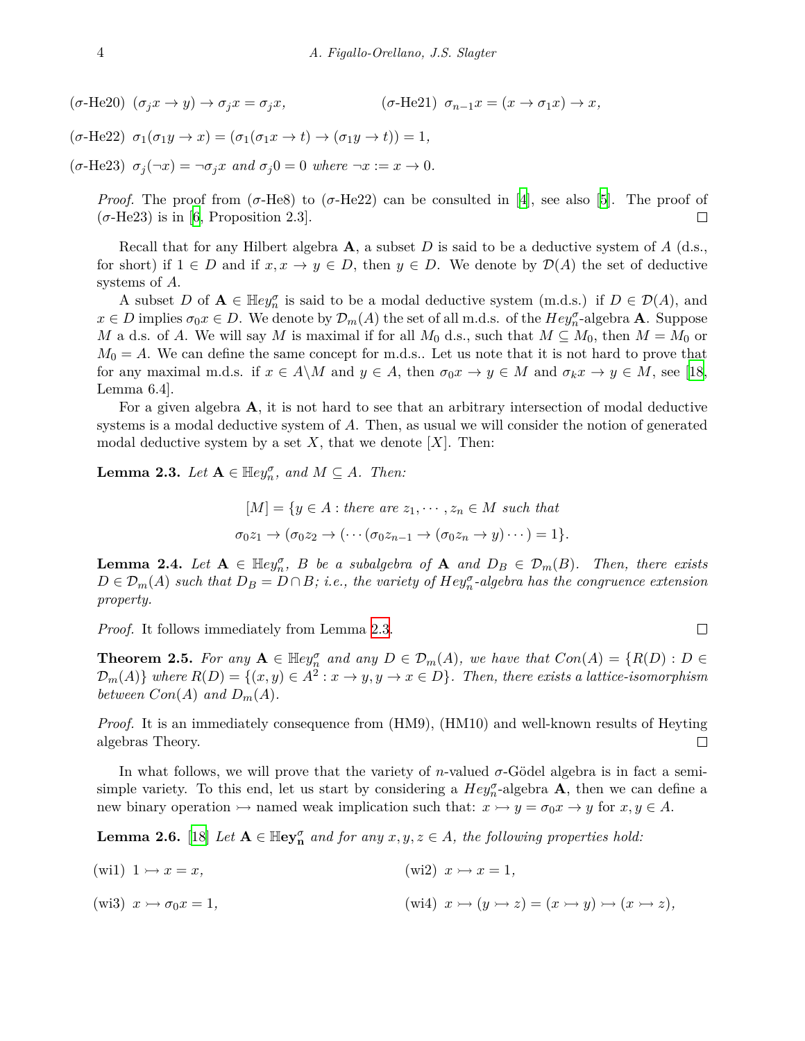($\sigma$-He20) $(\sigma_j x \to y) \to \sigma_j x = \sigma_j x$, ($\sigma$-He21) $\sigma_{n-1} x = (x \to \sigma_1 x) \to x$,

($\sigma$-He22) $\sigma_1(\sigma_1 y \to x) = (\sigma_1(\sigma_1 x \to t) \to (\sigma_1 y \to t)) = 1$,

($\sigma$-He23) $\sigma_j(\neg x) = \neg \sigma_j x$ *and* $\sigma_j 0 = 0$ *where* $\neg x := x \to 0$.

*Proof.* The proof from ($\sigma$-He8) to ($\sigma$-He22) can be consulted in [4], see also [5]. The proof of ($\sigma$-He23) is in [6, Proposition 2.3]. $\square$

Recall that for any Hilbert algebra $\mathbf{A}$, a subset $D$ is said to be a deductive system of $A$ (d.s., for short) if $1 \in D$ and if $x, x \to y \in D$, then $y \in D$. We denote by $\mathcal{D}(A)$ the set of deductive systems of $A$.

A subset $D$ of $\mathbf{A} \in \mathbb{H}ey_n^\sigma$ is said to be a modal deductive system (m.d.s.) if $D \in \mathcal{D}(A)$, and $x \in D$ implies $\sigma_0 x \in D$. We denote by $\mathcal{D}_m(A)$ the set of all m.d.s. of the $Hey_n^\sigma$-algebra $\mathbf{A}$. Suppose $M$ a d.s. of $A$. We will say $M$ is maximal if for all $M_0$ d.s., such that $M \subseteq M_0$, then $M = M_0$ or $M_0 = A$. We can define the same concept for m.d.s.. Let us note that it is not hard to prove that for any maximal m.d.s. if $x \in A \backslash M$ and $y \in A$, then $\sigma_0 x \to y \in M$ and $\sigma_k x \to y \in M$, see [18, Lemma 6.4].

For a given algebra $\mathbf{A}$, it is not hard to see that an arbitrary intersection of modal deductive systems is a modal deductive system of $A$. Then, as usual we will consider the notion of generated modal deductive system by a set $X$, that we denote $[X]$. Then:

**Lemma 2.3.** *Let* $\mathbf{A} \in \mathbb{H}ey_n^\sigma$*, and* $M \subseteq A$*. Then:*

$$[M] = \{y \in A : \textit{there are } z_1, \cdots, z_n \in M \textit{ such that}$$
$$\sigma_0 z_1 \to (\sigma_0 z_2 \to (\cdots (\sigma_0 z_{n-1} \to (\sigma_0 z_n \to y) \cdots) = 1\}.$$

**Lemma 2.4.** *Let* $\mathbf{A} \in \mathbb{H}ey_n^\sigma$*,* $B$ *be a subalgebra of* $\mathbf{A}$ *and* $D_B \in \mathcal{D}_m(B)$*. Then, there exists* $D \in \mathcal{D}_m(A)$ *such that* $D_B = D \cap B$*; i.e., the variety of* $Hey_n^\sigma$*-algebra has the congruence extension property.*

*Proof.* It follows immediately from Lemma 2.3. $\square$

**Theorem 2.5.** *For any* $\mathbf{A} \in \mathbb{H}ey_n^\sigma$ *and any* $D \in \mathcal{D}_m(A)$*, we have that* $Con(A) = \{R(D) : D \in \mathcal{D}_m(A)\}$ *where* $R(D) = \{(x, y) \in A^2 : x \to y, y \to x \in D\}$*. Then, there exists a lattice-isomorphism between* $Con(A)$ *and* $D_m(A)$*.*

*Proof.* It is an immediately consequence from (HM9), (HM10) and well-known results of Heyting algebras Theory. $\square$

In what follows, we will prove that the variety of $n$-valued $\sigma$-Gödel algebra is in fact a semi-simple variety. To this end, let us start by considering a $Hey_n^\sigma$-algebra $\mathbf{A}$, then we can define a new binary operation $\rightarrowtail$ named weak implication such that: $x \rightarrowtail y = \sigma_0 x \to y$ for $x, y \in A$.

**Lemma 2.6.** [18] *Let* $\mathbf{A} \in \mathbb{H}\mathbf{ey}_\mathbf{n}^\sigma$ *and for any* $x, y, z \in A$*, the following properties hold:*

(wi1) $1 \rightarrowtail x = x$, (wi2) $x \rightarrowtail x = 1$,

(wi3) $x \rightarrowtail \sigma_0 x = 1$, (wi4) $x \rightarrowtail (y \rightarrowtail z) = (x \rightarrowtail y) \rightarrowtail (x \rightarrowtail z)$,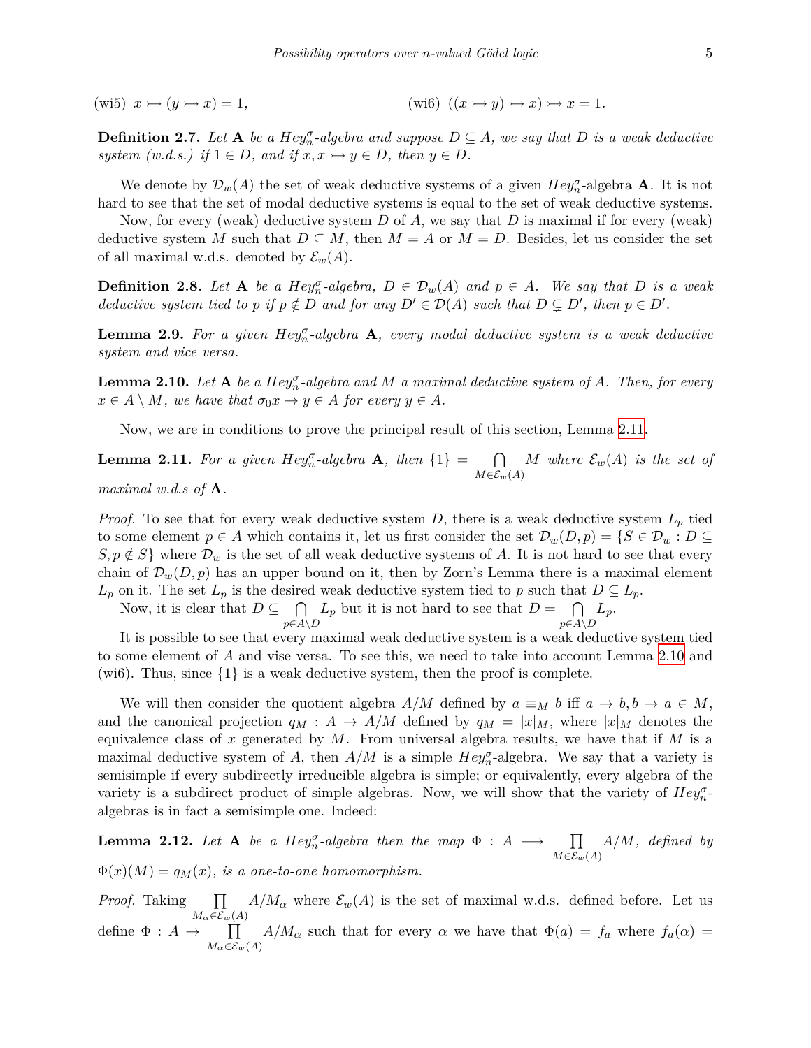(wi5) $x \rightarrowtail (y \rightarrowtail x) = 1$, (wi6) $((x \rightarrowtail y) \rightarrowtail x) \rightarrowtail x = 1$.

**Definition 2.7.** *Let* $\mathbf{A}$ *be a* $Hey_n^\sigma$*-algebra and suppose* $D \subseteq A$*, we say that* $D$ *is a weak deductive system (w.d.s.) if* $1 \in D$*, and if* $x, x \rightarrowtail y \in D$*, then* $y \in D$*.*

We denote by $\mathcal{D}_w(A)$ the set of weak deductive systems of a given $Hey_n^\sigma$-algebra $\mathbf{A}$. It is not hard to see that the set of modal deductive systems is equal to the set of weak deductive systems.

Now, for every (weak) deductive system $D$ of $A$, we say that $D$ is maximal if for every (weak) deductive system $M$ such that $D \subseteq M$, then $M = A$ or $M = D$. Besides, let us consider the set of all maximal w.d.s. denoted by $\mathcal{E}_w(A)$.

**Definition 2.8.** *Let* $\mathbf{A}$ *be a* $Hey_n^\sigma$*-algebra,* $D \in \mathcal{D}_w(A)$ *and* $p \in A$*. We say that* $D$ *is a weak deductive system tied to* $p$ *if* $p \notin D$ *and for any* $D' \in \mathcal{D}(A)$ *such that* $D \subsetneq D'$*, then* $p \in D'$*.*

**Lemma 2.9.** *For a given* $Hey_n^\sigma$*-algebra* $\mathbf{A}$*, every modal deductive system is a weak deductive system and vice versa.*

**Lemma 2.10.** *Let* $\mathbf{A}$ *be a* $Hey_n^\sigma$*-algebra and* $M$ *a maximal deductive system of* $A$*. Then, for every* $x \in A \setminus M$*, we have that* $\sigma_0 x \to y \in A$ *for every* $y \in A$*.*

Now, we are in conditions to prove the principal result of this section, Lemma 2.11.

**Lemma 2.11.** *For a given* $Hey_n^\sigma$*-algebra* $\mathbf{A}$*, then* $\{1\} = \bigcap_{M \in \mathcal{E}_w(A)} M$ *where* $\mathcal{E}_w(A)$ *is the set of maximal w.d.s of* $\mathbf{A}$*.*

*Proof.* To see that for every weak deductive system $D$, there is a weak deductive system $L_p$ tied to some element $p \in A$ which contains it, let us first consider the set $\mathcal{D}_w(D, p) = \{S \in \mathcal{D}_w : D \subseteq S, p \notin S\}$ where $\mathcal{D}_w$ is the set of all weak deductive systems of $A$. It is not hard to see that every chain of $\mathcal{D}_w(D, p)$ has an upper bound on it, then by Zorn's Lemma there is a maximal element $L_p$ on it. The set $L_p$ is the desired weak deductive system tied to $p$ such that $D \subseteq L_p$.

Now, it is clear that $D \subseteq \bigcap_{p \in A \setminus D} L_p$ but it is not hard to see that $D = \bigcap_{p \in A \setminus D} L_p$.

It is possible to see that every maximal weak deductive system is a weak deductive system tied to some element of $A$ and vise versa. To see this, we need to take into account Lemma 2.10 and (wi6). Thus, since $\{1\}$ is a weak deductive system, then the proof is complete. □

We will then consider the quotient algebra $A/M$ defined by $a \equiv_M b$ iff $a \to b, b \to a \in M$, and the canonical projection $q_M : A \to A/M$ defined by $q_M = |x|_M$, where $|x|_M$ denotes the equivalence class of $x$ generated by $M$. From universal algebra results, we have that if $M$ is a maximal deductive system of $A$, then $A/M$ is a simple $Hey_n^\sigma$-algebra. We say that a variety is semisimple if every subdirectly irreducible algebra is simple; or equivalently, every algebra of the variety is a subdirect product of simple algebras. Now, we will show that the variety of $Hey_n^\sigma$-algebras is in fact a semisimple one. Indeed:

**Lemma 2.12.** *Let* $\mathbf{A}$ *be a* $Hey_n^\sigma$*-algebra then the map* $\Phi : A \longrightarrow \prod_{M \in \mathcal{E}_w(A)} A/M$*, defined by* $\Phi(x)(M) = q_M(x)$*, is a one-to-one homomorphism.*

*Proof.* Taking $\prod_{M_\alpha \in \mathcal{E}_w(A)} A/M_\alpha$ where $\mathcal{E}_w(A)$ is the set of maximal w.d.s. defined before. Let us define $\Phi : A \to \prod_{M_\alpha \in \mathcal{E}_w(A)} A/M_\alpha$ such that for every $\alpha$ we have that $\Phi(a) = f_a$ where $f_a(\alpha) =$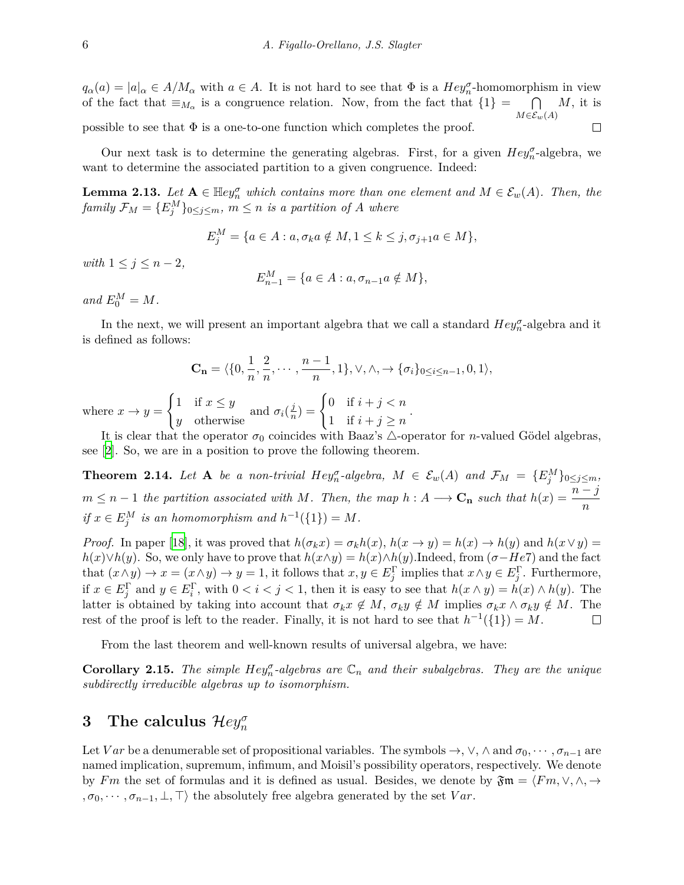$q_\alpha(a) = |a|_\alpha \in A/M_\alpha$ with $a \in A$. It is not hard to see that $\Phi$ is a $Hey_n^\sigma$-homomorphism in view of the fact that $\equiv_{M_\alpha}$ is a congruence relation. Now, from the fact that $\{1\} = \bigcap\limits_{M \in \mathcal{E}_w(A)} M$, it is possible to see that $\Phi$ is a one-to-one function which completes the proof. □

Our next task is to determine the generating algebras. First, for a given $Hey_n^\sigma$-algebra, we want to determine the associated partition to a given congruence. Indeed:

**Lemma 2.13.** *Let $\mathbf{A} \in \mathbb{H}ey_n^\sigma$ which contains more than one element and $M \in \mathcal{E}_w(A)$. Then, the family $\mathcal{F}_M = \{E_j^M\}_{0 \leq j \leq m}$, $m \leq n$ is a partition of $A$ where*

$$E_j^M = \{a \in A : a, \sigma_k a \notin M, 1 \leq k \leq j, \sigma_{j+1} a \in M\},$$

*with $1 \leq j \leq n-2$,*

$$E_{n-1}^M = \{a \in A : a, \sigma_{n-1} a \notin M\},$$

*and $E_0^M = M$.*

In the next, we will present an important algebra that we call a standard $Hey_n^\sigma$-algebra and it is defined as follows:

$$\mathbf{C_n} = \langle \{0, \frac{1}{n}, \frac{2}{n}, \cdots, \frac{n-1}{n}, 1\}, \vee, \wedge, \rightarrow \{\sigma_i\}_{0 \leq i \leq n-1}, 0, 1 \rangle,$$

where $x \rightarrow y = \begin{cases} 1 & \text{if } x \leq y \\ y & \text{otherwise} \end{cases}$ and $\sigma_i(\frac{j}{n}) = \begin{cases} 0 & \text{if } i+j < n \\ 1 & \text{if } i+j \geq n \end{cases}$.

It is clear that the operator $\sigma_0$ coincides with Baaz's $\triangle$-operator for $n$-valued Gödel algebras, see [2]. So, we are in a position to prove the following theorem.

**Theorem 2.14.** *Let $\mathbf{A}$ be a non-trivial $Hey_n^\sigma$-algebra, $M \in \mathcal{E}_w(A)$ and $\mathcal{F}_M = \{E_j^M\}_{0 \leq j \leq m}$, $m \leq n-1$ the partition associated with $M$. Then, the map $h : A \longrightarrow \mathbf{C_n}$ such that $h(x) = \dfrac{n-j}{n}$ if $x \in E_j^M$ is an homomorphism and $h^{-1}(\{1\}) = M$.*

*Proof.* In paper [18], it was proved that $h(\sigma_k x) = \sigma_k h(x)$, $h(x \rightarrow y) = h(x) \rightarrow h(y)$ and $h(x \vee y) = h(x) \vee h(y)$. So, we only have to prove that $h(x \wedge y) = h(x) \wedge h(y)$.Indeed, from $(\sigma - He7)$ and the fact that $(x \wedge y) \rightarrow x = (x \wedge y) \rightarrow y = 1$, it follows that $x, y \in E_j^\Gamma$ implies that $x \wedge y \in E_j^\Gamma$. Furthermore, if $x \in E_j^\Gamma$ and $y \in E_i^\Gamma$, with $0 < i < j < 1$, then it is easy to see that $h(x \wedge y) = h(x) \wedge h(y)$. The latter is obtained by taking into account that $\sigma_k x \notin M$, $\sigma_k y \notin M$ implies $\sigma_k x \wedge \sigma_k y \notin M$. The rest of the proof is left to the reader. Finally, it is not hard to see that $h^{-1}(\{1\}) = M$. □

From the last theorem and well-known results of universal algebra, we have:

**Corollary 2.15.** *The simple $Hey_n^\sigma$-algebras are $\mathbb{C}_n$ and their subalgebras. They are the unique subdirectly irreducible algebras up to isomorphism.*

## 3 The calculus $\mathcal{H}ey_n^\sigma$

Let $Var$ be a denumerable set of propositional variables. The symbols $\rightarrow, \vee, \wedge$ and $\sigma_0, \cdots, \sigma_{n-1}$ are named implication, supremum, infimum, and Moisil's possibility operators, respectively. We denote by $Fm$ the set of formulas and it is defined as usual. Besides, we denote by $\mathfrak{Fm} = \langle Fm, \vee, \wedge, \rightarrow, \sigma_0, \cdots, \sigma_{n-1}, \bot, \top \rangle$ the absolutely free algebra generated by the set $Var$.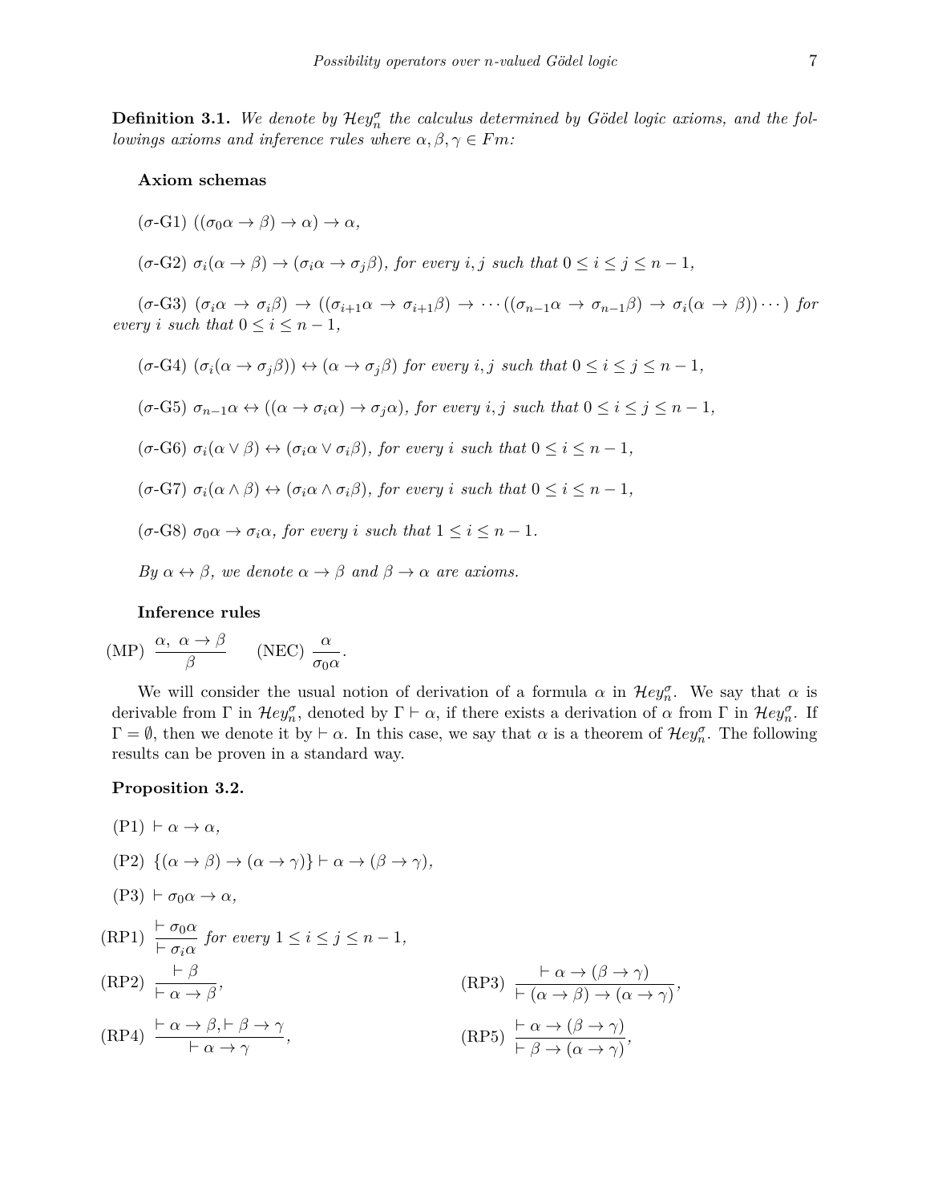**Definition 3.1.** *We denote by $\mathcal{H}ey_n^\sigma$ the calculus determined by Gödel logic axioms, and the followings axioms and inference rules where $\alpha, \beta, \gamma \in Fm$:*

**Axiom schemas**

($\sigma$-G1) $((\sigma_0\alpha \to \beta) \to \alpha) \to \alpha$,

($\sigma$-G2) $\sigma_i(\alpha \to \beta) \to (\sigma_i\alpha \to \sigma_j\beta)$, *for every $i, j$ such that $0 \leq i \leq j \leq n-1$,*

($\sigma$-G3) $(\sigma_i\alpha \to \sigma_i\beta) \to ((\sigma_{i+1}\alpha \to \sigma_{i+1}\beta) \to \cdots((\sigma_{n-1}\alpha \to \sigma_{n-1}\beta) \to \sigma_i(\alpha \to \beta))\cdots)$ *for every $i$ such that $0 \leq i \leq n-1$,*

($\sigma$-G4) $(\sigma_i(\alpha \to \sigma_j\beta)) \leftrightarrow (\alpha \to \sigma_j\beta)$ *for every $i, j$ such that $0 \leq i \leq j \leq n-1$,*

($\sigma$-G5) $\sigma_{n-1}\alpha \leftrightarrow ((\alpha \to \sigma_i\alpha) \to \sigma_j\alpha)$, *for every $i, j$ such that $0 \leq i \leq j \leq n-1$,*

($\sigma$-G6) $\sigma_i(\alpha \vee \beta) \leftrightarrow (\sigma_i\alpha \vee \sigma_i\beta)$, *for every $i$ such that $0 \leq i \leq n-1$,*

($\sigma$-G7) $\sigma_i(\alpha \wedge \beta) \leftrightarrow (\sigma_i\alpha \wedge \sigma_i\beta)$, *for every $i$ such that $0 \leq i \leq n-1$,*

($\sigma$-G8) $\sigma_0\alpha \to \sigma_i\alpha$, *for every $i$ such that $1 \leq i \leq n-1$.*

*By $\alpha \leftrightarrow \beta$, we denote $\alpha \to \beta$ and $\beta \to \alpha$ are axioms.*

**Inference rules**

(MP) $\dfrac{\alpha,\ \alpha \to \beta}{\beta}$ (NEC) $\dfrac{\alpha}{\sigma_0\alpha}$.

We will consider the usual notion of derivation of a formula $\alpha$ in $\mathcal{H}ey_n^\sigma$. We say that $\alpha$ is derivable from $\Gamma$ in $\mathcal{H}ey_n^\sigma$, denoted by $\Gamma \vdash \alpha$, if there exists a derivation of $\alpha$ from $\Gamma$ in $\mathcal{H}ey_n^\sigma$. If $\Gamma = \emptyset$, then we denote it by $\vdash \alpha$. In this case, we say that $\alpha$ is a theorem of $\mathcal{H}ey_n^\sigma$. The following results can be proven in a standard way.

**Proposition 3.2.**

(P1) $\vdash \alpha \to \alpha$,

(P2) $\{(\alpha \to \beta) \to (\alpha \to \gamma)\} \vdash \alpha \to (\beta \to \gamma)$,

(P3) $\vdash \sigma_0\alpha \to \alpha$,

(RP1) $\dfrac{\vdash \sigma_0\alpha}{\vdash \sigma_i\alpha}$ *for every $1 \leq i \leq j \leq n-1$,*

(RP2) $\dfrac{\vdash \beta}{\vdash \alpha \to \beta}$,

(RP3) $\dfrac{\vdash \alpha \to (\beta \to \gamma)}{\vdash (\alpha \to \beta) \to (\alpha \to \gamma)}$,

(RP4) $\dfrac{\vdash \alpha \to \beta, \vdash \beta \to \gamma}{\vdash \alpha \to \gamma}$,

(RP5) $\dfrac{\vdash \alpha \to (\beta \to \gamma)}{\vdash \beta \to (\alpha \to \gamma)}$,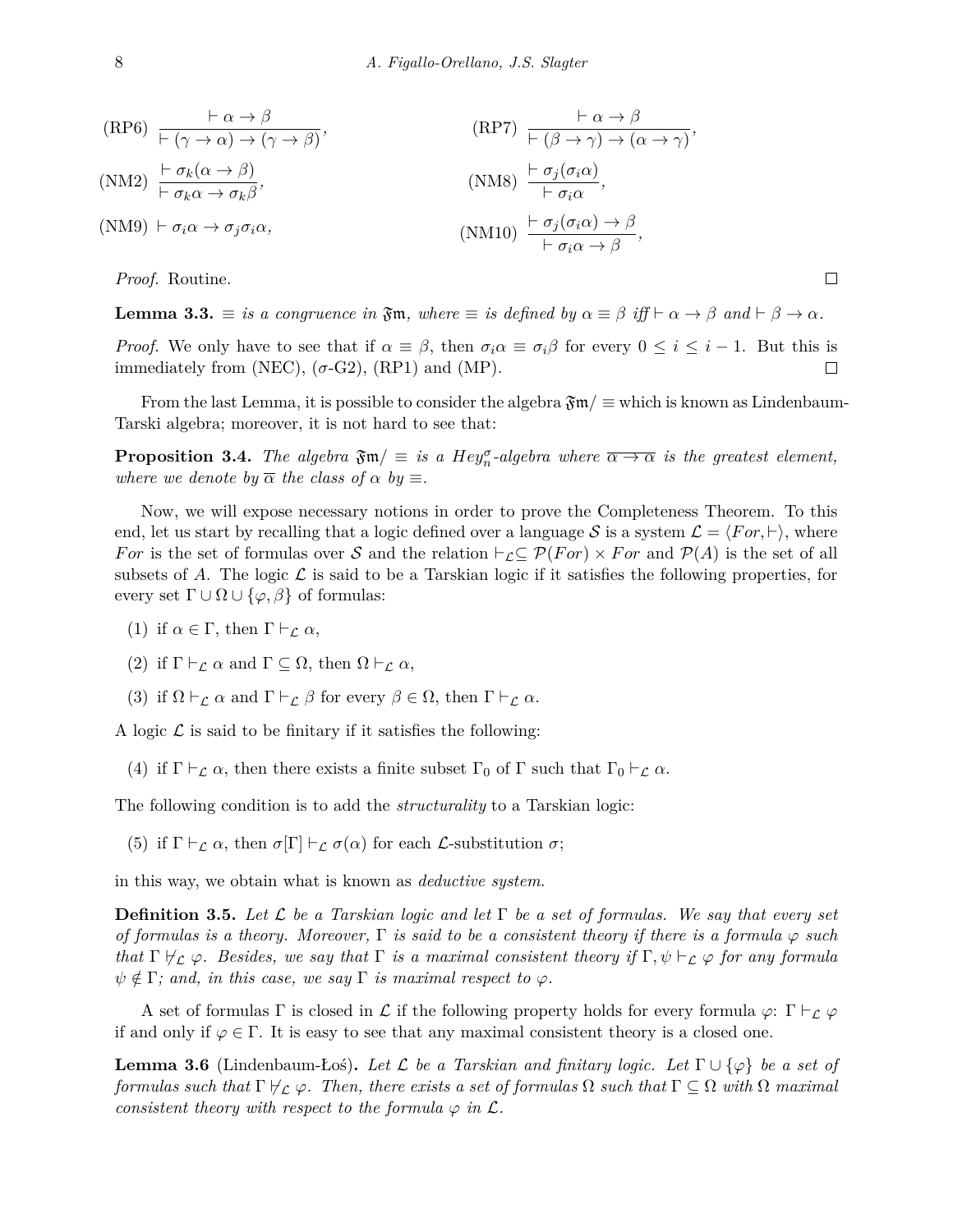(RP6) $\dfrac{\vdash \alpha \to \beta}{\vdash (\gamma \to \alpha) \to (\gamma \to \beta)}$,

(RP7) $\dfrac{\vdash \alpha \to \beta}{\vdash (\beta \to \gamma) \to (\alpha \to \gamma)}$,

(NM2) $\dfrac{\vdash \sigma_k(\alpha \to \beta)}{\vdash \sigma_k \alpha \to \sigma_k \beta}$,

(NM8) $\dfrac{\vdash \sigma_j(\sigma_i \alpha)}{\vdash \sigma_i \alpha}$,

(NM9) $\vdash \sigma_i \alpha \to \sigma_j \sigma_i \alpha$,

(NM10) $\dfrac{\vdash \sigma_j(\sigma_i \alpha) \to \beta}{\vdash \sigma_i \alpha \to \beta}$,

*Proof.* Routine. □

**Lemma 3.3.** *$\equiv$ is a congruence in $\mathfrak{Fm}$, where $\equiv$ is defined by $\alpha \equiv \beta$ iff $\vdash \alpha \to \beta$ and $\vdash \beta \to \alpha$.*

*Proof.* We only have to see that if $\alpha \equiv \beta$, then $\sigma_i \alpha \equiv \sigma_i \beta$ for every $0 \leq i \leq i - 1$. But this is immediately from (NEC), ($\sigma$-G2), (RP1) and (MP). □

From the last Lemma, it is possible to consider the algebra $\mathfrak{Fm}/\equiv$ which is known as Lindenbaum-Tarski algebra; moreover, it is not hard to see that:

**Proposition 3.4.** *The algebra $\mathfrak{Fm}/\equiv$ is a $Hey_n^\sigma$-algebra where $\overline{\alpha \to \alpha}$ is the greatest element, where we denote by $\overline{\alpha}$ the class of $\alpha$ by $\equiv$.*

Now, we will expose necessary notions in order to prove the Completeness Theorem. To this end, let us start by recalling that a logic defined over a language $\mathcal{S}$ is a system $\mathcal{L} = \langle For, \vdash \rangle$, where $For$ is the set of formulas over $\mathcal{S}$ and the relation $\vdash_{\mathcal{L}} \subseteq \mathcal{P}(For) \times For$ and $\mathcal{P}(A)$ is the set of all subsets of $A$. The logic $\mathcal{L}$ is said to be a Tarskian logic if it satisfies the following properties, for every set $\Gamma \cup \Omega \cup \{\varphi, \beta\}$ of formulas:

(1) if $\alpha \in \Gamma$, then $\Gamma \vdash_{\mathcal{L}} \alpha$,

(2) if $\Gamma \vdash_{\mathcal{L}} \alpha$ and $\Gamma \subseteq \Omega$, then $\Omega \vdash_{\mathcal{L}} \alpha$,

(3) if $\Omega \vdash_{\mathcal{L}} \alpha$ and $\Gamma \vdash_{\mathcal{L}} \beta$ for every $\beta \in \Omega$, then $\Gamma \vdash_{\mathcal{L}} \alpha$.

A logic $\mathcal{L}$ is said to be finitary if it satisfies the following:

(4) if $\Gamma \vdash_{\mathcal{L}} \alpha$, then there exists a finite subset $\Gamma_0$ of $\Gamma$ such that $\Gamma_0 \vdash_{\mathcal{L}} \alpha$.

The following condition is to add the *structurality* to a Tarskian logic:

(5) if $\Gamma \vdash_{\mathcal{L}} \alpha$, then $\sigma[\Gamma] \vdash_{\mathcal{L}} \sigma(\alpha)$ for each $\mathcal{L}$-substitution $\sigma$;

in this way, we obtain what is known as *deductive system*.

**Definition 3.5.** *Let $\mathcal{L}$ be a Tarskian logic and let $\Gamma$ be a set of formulas. We say that every set of formulas is a theory. Moreover, $\Gamma$ is said to be a consistent theory if there is a formula $\varphi$ such that $\Gamma \nvdash_{\mathcal{L}} \varphi$. Besides, we say that $\Gamma$ is a maximal consistent theory if $\Gamma, \psi \vdash_{\mathcal{L}} \varphi$ for any formula $\psi \notin \Gamma$; and, in this case, we say $\Gamma$ is maximal respect to $\varphi$.*

A set of formulas $\Gamma$ is closed in $\mathcal{L}$ if the following property holds for every formula $\varphi$: $\Gamma \vdash_{\mathcal{L}} \varphi$ if and only if $\varphi \in \Gamma$. It is easy to see that any maximal consistent theory is a closed one.

**Lemma 3.6** (Lindenbaum-Łoś)**.** *Let $\mathcal{L}$ be a Tarskian and finitary logic. Let $\Gamma \cup \{\varphi\}$ be a set of formulas such that $\Gamma \nvdash_{\mathcal{L}} \varphi$. Then, there exists a set of formulas $\Omega$ such that $\Gamma \subseteq \Omega$ with $\Omega$ maximal consistent theory with respect to the formula $\varphi$ in $\mathcal{L}$.*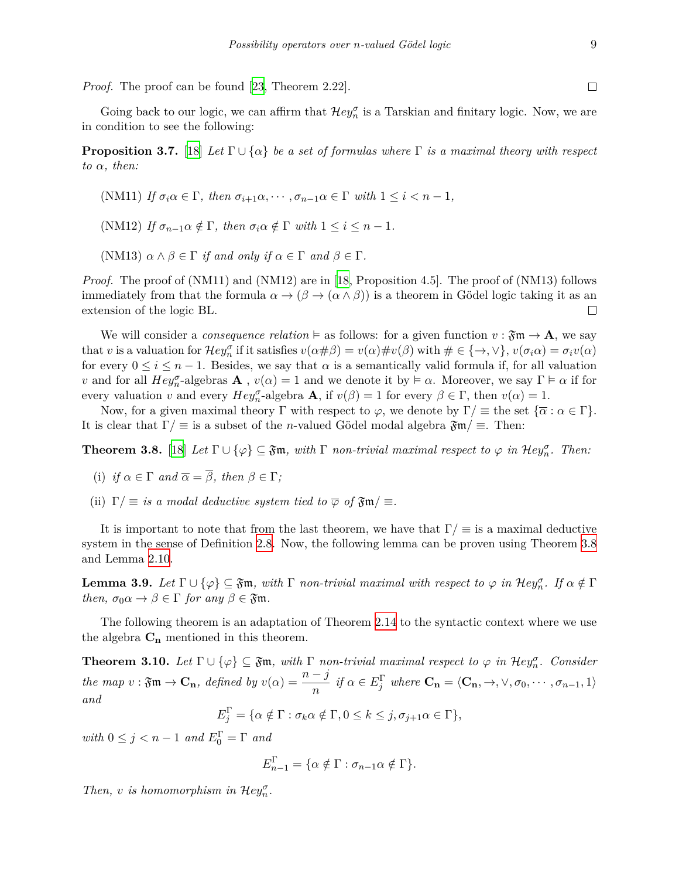*Proof.* The proof can be found [23, Theorem 2.22]. □

Going back to our logic, we can affirm that $\mathcal{H}ey_n^\sigma$ is a Tarskian and finitary logic. Now, we are in condition to see the following:

**Proposition 3.7.** [18] *Let $\Gamma \cup \{\alpha\}$ be a set of formulas where $\Gamma$ is a maximal theory with respect to $\alpha$, then:*

(NM11) *If $\sigma_i\alpha \in \Gamma$, then $\sigma_{i+1}\alpha, \cdots, \sigma_{n-1}\alpha \in \Gamma$ with $1 \leq i < n-1$,*

(NM12) *If $\sigma_{n-1}\alpha \notin \Gamma$, then $\sigma_i\alpha \notin \Gamma$ with $1 \leq i \leq n-1$.*

(NM13) *$\alpha \wedge \beta \in \Gamma$ if and only if $\alpha \in \Gamma$ and $\beta \in \Gamma$.*

*Proof.* The proof of (NM11) and (NM12) are in [18, Proposition 4.5]. The proof of (NM13) follows immediately from that the formula $\alpha \to (\beta \to (\alpha \wedge \beta))$ is a theorem in Gödel logic taking it as an extension of the logic BL. □

We will consider a *consequence relation* $\vDash$ as follows: for a given function $v : \mathfrak{Fm} \to \mathbf{A}$, we say that $v$ is a valuation for $\mathcal{H}ey_n^\sigma$ if it satisfies $v(\alpha\#\beta) = v(\alpha)\#v(\beta)$ with $\# \in \{\to, \vee\}$, $v(\sigma_i\alpha) = \sigma_i v(\alpha)$ for every $0 \leq i \leq n-1$. Besides, we say that $\alpha$ is a semantically valid formula if, for all valuation $v$ and for all $Hey_n^\sigma$-algebras $\mathbf{A}$ , $v(\alpha) = 1$ and we denote it by $\vDash \alpha$. Moreover, we say $\Gamma \vDash \alpha$ if for every valuation $v$ and every $Hey_n^\sigma$-algebra $\mathbf{A}$, if $v(\beta) = 1$ for every $\beta \in \Gamma$, then $v(\alpha) = 1$.

Now, for a given maximal theory $\Gamma$ with respect to $\varphi$, we denote by $\Gamma/\equiv$ the set $\{\overline{\alpha} : \alpha \in \Gamma\}$. It is clear that $\Gamma/\equiv$ is a subset of the $n$-valued Gödel modal algebra $\mathfrak{Fm}/\equiv$. Then:

**Theorem 3.8.** [18] *Let $\Gamma \cup \{\varphi\} \subseteq \mathfrak{Fm}$, with $\Gamma$ non-trivial maximal respect to $\varphi$ in $\mathcal{H}ey_n^\sigma$. Then:*

(i) *if $\alpha \in \Gamma$ and $\overline{\alpha} = \overline{\beta}$, then $\beta \in \Gamma$;*

(ii) *$\Gamma/\equiv$ is a modal deductive system tied to $\overline{\varphi}$ of $\mathfrak{Fm}/\equiv$.*

It is important to note that from the last theorem, we have that $\Gamma/\equiv$ is a maximal deductive system in the sense of Definition 2.8. Now, the following lemma can be proven using Theorem 3.8 and Lemma 2.10.

**Lemma 3.9.** *Let $\Gamma \cup \{\varphi\} \subseteq \mathfrak{Fm}$, with $\Gamma$ non-trivial maximal with respect to $\varphi$ in $\mathcal{H}ey_n^\sigma$. If $\alpha \notin \Gamma$ then, $\sigma_0\alpha \to \beta \in \Gamma$ for any $\beta \in \mathfrak{Fm}$.*

The following theorem is an adaptation of Theorem 2.14 to the syntactic context where we use the algebra $\mathbf{C_n}$ mentioned in this theorem.

**Theorem 3.10.** *Let $\Gamma \cup \{\varphi\} \subseteq \mathfrak{Fm}$, with $\Gamma$ non-trivial maximal respect to $\varphi$ in $\mathcal{H}ey_n^\sigma$. Consider the map $v : \mathfrak{Fm} \to \mathbf{C_n}$, defined by $v(\alpha) = \dfrac{n-j}{n}$ if $\alpha \in E_j^\Gamma$ where $\mathbf{C_n} = \langle \mathbf{C_n}, \to, \vee, \sigma_0, \cdots, \sigma_{n-1}, 1\rangle$ and*

$$E_j^\Gamma = \{\alpha \notin \Gamma : \sigma_k\alpha \notin \Gamma, 0 \leq k \leq j, \sigma_{j+1}\alpha \in \Gamma\},$$

*with $0 \leq j < n-1$ and $E_0^\Gamma = \Gamma$ and*

$$E_{n-1}^\Gamma = \{\alpha \notin \Gamma : \sigma_{n-1}\alpha \notin \Gamma\}.$$

*Then, $v$ is homomorphism in $\mathcal{H}ey_n^\sigma$.*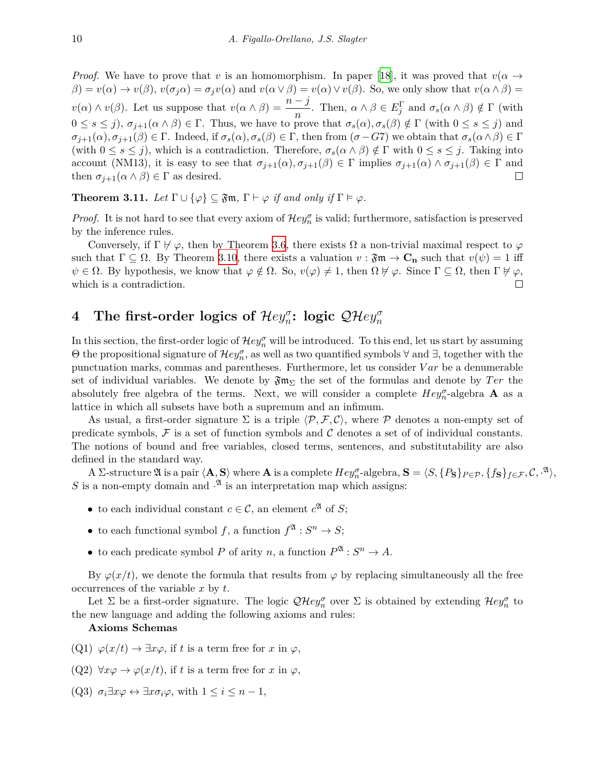*Proof.* We have to prove that $v$ is an homomorphism. In paper [18], it was proved that $v(\alpha \to \beta) = v(\alpha) \to v(\beta)$, $v(\sigma_j \alpha) = \sigma_j v(\alpha)$ and $v(\alpha \vee \beta) = v(\alpha) \vee v(\beta)$. So, we only show that $v(\alpha \wedge \beta) = v(\alpha) \wedge v(\beta)$. Let us suppose that $v(\alpha \wedge \beta) = \dfrac{n-j}{n}$. Then, $\alpha \wedge \beta \in E_j^{\Gamma}$ and $\sigma_s(\alpha \wedge \beta) \notin \Gamma$ (with $0 \leq s \leq j$), $\sigma_{j+1}(\alpha \wedge \beta) \in \Gamma$. Thus, we have to prove that $\sigma_s(\alpha), \sigma_s(\beta) \notin \Gamma$ (with $0 \leq s \leq j$) and $\sigma_{j+1}(\alpha), \sigma_{j+1}(\beta) \in \Gamma$. Indeed, if $\sigma_s(\alpha), \sigma_s(\beta) \in \Gamma$, then from $(\sigma - G7)$ we obtain that $\sigma_s(\alpha \wedge \beta) \in \Gamma$ (with $0 \leq s \leq j$), which is a contradiction. Therefore, $\sigma_s(\alpha \wedge \beta) \notin \Gamma$ with $0 \leq s \leq j$. Taking into account (NM13), it is easy to see that $\sigma_{j+1}(\alpha), \sigma_{j+1}(\beta) \in \Gamma$ implies $\sigma_{j+1}(\alpha) \wedge \sigma_{j+1}(\beta) \in \Gamma$ and then $\sigma_{j+1}(\alpha \wedge \beta) \in \Gamma$ as desired. □

**Theorem 3.11.** *Let $\Gamma \cup \{\varphi\} \subseteq \mathfrak{Fm}$, $\Gamma \vdash \varphi$ if and only if $\Gamma \vDash \varphi$.*

*Proof.* It is not hard to see that every axiom of $\mathcal{H}ey_n^{\sigma}$ is valid; furthermore, satisfaction is preserved by the inference rules.

Conversely, if $\Gamma \nvdash \varphi$, then by Theorem 3.6, there exists $\Omega$ a non-trivial maximal respect to $\varphi$ such that $\Gamma \subseteq \Omega$. By Theorem 3.10, there exists a valuation $v : \mathfrak{Fm} \to \mathbf{C_n}$ such that $v(\psi) = 1$ iff $\psi \in \Omega$. By hypothesis, we know that $\varphi \notin \Omega$. So, $v(\varphi) \neq 1$, then $\Omega \nvDash \varphi$. Since $\Gamma \subseteq \Omega$, then $\Gamma \nvDash \varphi$, which is a contradiction. □

## 4 The first-order logics of $\mathcal{H}ey_n^{\sigma}$: logic $\mathcal{QH}ey_n^{\sigma}$

In this section, the first-order logic of $\mathcal{H}ey_n^{\sigma}$ will be introduced. To this end, let us start by assuming $\Theta$ the propositional signature of $\mathcal{H}ey_n^{\sigma}$, as well as two quantified symbols $\forall$ and $\exists$, together with the punctuation marks, commas and parentheses. Furthermore, let us consider $Var$ be a denumerable set of individual variables. We denote by $\mathfrak{Fm}_{\Sigma}$ the set of the formulas and denote by $Ter$ the absolutely free algebra of the terms. Next, we will consider a complete $Hey_n^{\sigma}$-algebra $\mathbf{A}$ as a lattice in which all subsets have both a supremum and an infimum.

As usual, a first-order signature $\Sigma$ is a triple $\langle \mathcal{P}, \mathcal{F}, \mathcal{C} \rangle$, where $\mathcal{P}$ denotes a non-empty set of predicate symbols, $\mathcal{F}$ is a set of function symbols and $\mathcal{C}$ denotes a set of of individual constants. The notions of bound and free variables, closed terms, sentences, and substitutability are also defined in the standard way.

A $\Sigma$-structure $\mathfrak{A}$ is a pair $\langle \mathbf{A}, \mathbf{S} \rangle$ where $\mathbf{A}$ is a complete $Hey_n^{\sigma}$-algebra, $\mathbf{S} = \langle S, \{P_{\mathbf{S}}\}_{P \in \mathcal{P}}, \{f_{\mathbf{S}}\}_{f \in \mathcal{F}}, \mathcal{C}, \cdot^{\mathfrak{A}} \rangle$, $S$ is a non-empty domain and $\cdot^{\mathfrak{A}}$ is an interpretation map which assigns:

- to each individual constant $c \in \mathcal{C}$, an element $c^{\mathfrak{A}}$ of $S$;
- to each functional symbol $f$, a function $f^{\mathfrak{A}} : S^n \to S$;
- to each predicate symbol $P$ of arity $n$, a function $P^{\mathfrak{A}} : S^n \to A$.

By $\varphi(x/t)$, we denote the formula that results from $\varphi$ by replacing simultaneously all the free occurrences of the variable $x$ by $t$.

Let $\Sigma$ be a first-order signature. The logic $\mathcal{QH}ey_n^{\sigma}$ over $\Sigma$ is obtained by extending $\mathcal{H}ey_n^{\sigma}$ to the new language and adding the following axioms and rules:

**Axioms Schemas**

(Q1) $\varphi(x/t) \to \exists x \varphi$, if $t$ is a term free for $x$ in $\varphi$,

(Q2) $\forall x \varphi \to \varphi(x/t)$, if $t$ is a term free for $x$ in $\varphi$,

(Q3) $\sigma_i \exists x \varphi \leftrightarrow \exists x \sigma_i \varphi$, with $1 \leq i \leq n-1$,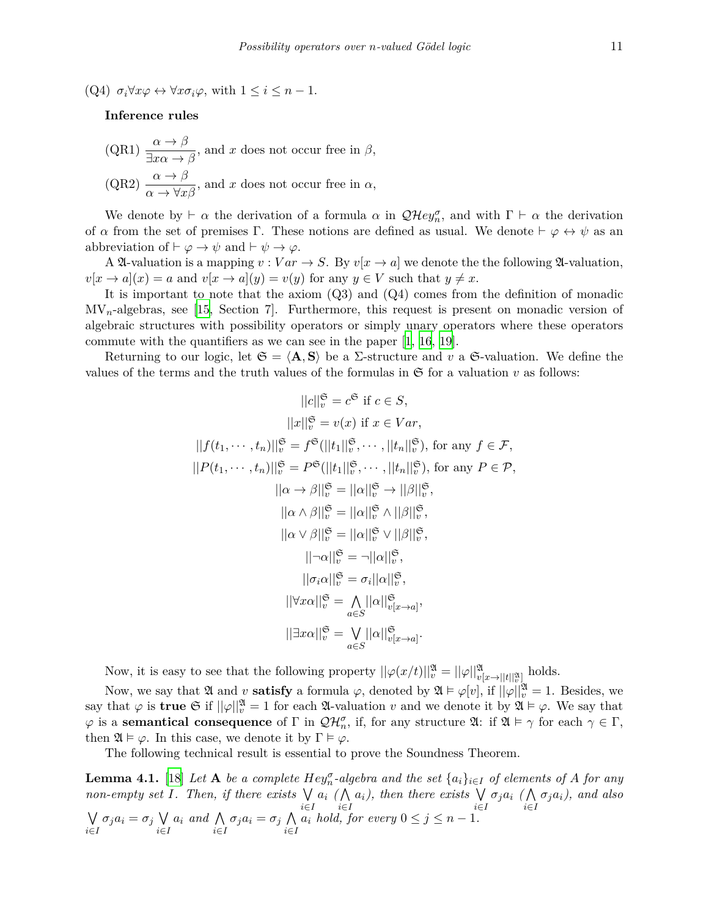(Q4) $\sigma_i \forall x \varphi \leftrightarrow \forall x \sigma_i \varphi$, with $1 \leq i \leq n-1$.

**Inference rules**

(QR1) $\dfrac{\alpha \to \beta}{\exists x \alpha \to \beta}$, and $x$ does not occur free in $\beta$,

(QR2) $\dfrac{\alpha \to \beta}{\alpha \to \forall x \beta}$, and $x$ does not occur free in $\alpha$,

We denote by $\vdash \alpha$ the derivation of a formula $\alpha$ in $\mathcal{QH}ey_n^\sigma$, and with $\Gamma \vdash \alpha$ the derivation of $\alpha$ from the set of premises $\Gamma$. These notions are defined as usual. We denote $\vdash \varphi \leftrightarrow \psi$ as an abbreviation of $\vdash \varphi \to \psi$ and $\vdash \psi \to \varphi$.

A $\mathfrak{A}$-valuation is a mapping $v : Var \to S$. By $v[x \to a]$ we denote the the following $\mathfrak{A}$-valuation, $v[x \to a](x) = a$ and $v[x \to a](y) = v(y)$ for any $y \in V$ such that $y \neq x$.

It is important to note that the axiom (Q3) and (Q4) comes from the definition of monadic MV$_n$-algebras, see [15, Section 7]. Furthermore, this request is present on monadic version of algebraic structures with possibility operators or simply unary operators where these operators commute with the quantifiers as we can see in the paper [1, 16, 19].

Returning to our logic, let $\mathfrak{S} = \langle \mathbf{A}, \mathbf{S} \rangle$ be a $\Sigma$-structure and $v$ a $\mathfrak{S}$-valuation. We define the values of the terms and the truth values of the formulas in $\mathfrak{S}$ for a valuation $v$ as follows:

$$
\begin{gathered}
||c||_v^{\mathfrak{S}} = c^{\mathfrak{S}} \text{ if } c \in S, \\
||x||_v^{\mathfrak{S}} = v(x) \text{ if } x \in Var, \\
||f(t_1, \cdots, t_n)||_v^{\mathfrak{S}} = f^{\mathfrak{S}}(||t_1||_v^{\mathfrak{S}}, \cdots, ||t_n||_v^{\mathfrak{S}}), \text{ for any } f \in \mathcal{F}, \\
||P(t_1, \cdots, t_n)||_v^{\mathfrak{S}} = P^{\mathfrak{S}}(||t_1||_v^{\mathfrak{S}}, \cdots, ||t_n||_v^{\mathfrak{S}}), \text{ for any } P \in \mathcal{P}, \\
||\alpha \to \beta||_v^{\mathfrak{S}} = ||\alpha||_v^{\mathfrak{S}} \to ||\beta||_v^{\mathfrak{S}}, \\
||\alpha \wedge \beta||_v^{\mathfrak{S}} = ||\alpha||_v^{\mathfrak{S}} \wedge ||\beta||_v^{\mathfrak{S}}, \\
||\alpha \vee \beta||_v^{\mathfrak{S}} = ||\alpha||_v^{\mathfrak{S}} \vee ||\beta||_v^{\mathfrak{S}}, \\
||\neg \alpha||_v^{\mathfrak{S}} = \neg ||\alpha||_v^{\mathfrak{S}}, \\
||\sigma_i \alpha||_v^{\mathfrak{S}} = \sigma_i ||\alpha||_v^{\mathfrak{S}}, \\
||\forall x \alpha||_v^{\mathfrak{S}} = \bigwedge_{a \in S} ||\alpha||_{v[x \to a]}^{\mathfrak{S}}, \\
||\exists x \alpha||_v^{\mathfrak{S}} = \bigvee_{a \in S} ||\alpha||_{v[x \to a]}^{\mathfrak{S}}.
\end{gathered}
$$

Now, it is easy to see that the following property $||\varphi(x/t)||_v^{\mathfrak{A}} = ||\varphi||_{v[x \to ||t||_v^{\mathfrak{A}}]}^{\mathfrak{A}}$ holds.

Now, we say that $\mathfrak{A}$ and $v$ **satisfy** a formula $\varphi$, denoted by $\mathfrak{A} \vDash \varphi[v]$, if $||\varphi||_v^{\mathfrak{A}} = 1$. Besides, we say that $\varphi$ is **true** $\mathfrak{S}$ if $||\varphi||_v^{\mathfrak{A}} = 1$ for each $\mathfrak{A}$-valuation $v$ and we denote it by $\mathfrak{A} \vDash \varphi$. We say that $\varphi$ is a **semantical consequence** of $\Gamma$ in $\mathcal{QH}_n^\sigma$, if, for any structure $\mathfrak{A}$: if $\mathfrak{A} \vDash \gamma$ for each $\gamma \in \Gamma$, then $\mathfrak{A} \vDash \varphi$. In this case, we denote it by $\Gamma \vDash \varphi$.

The following technical result is essential to prove the Soundness Theorem.

**Lemma 4.1.** [18] *Let* $\mathbf{A}$ *be a complete* $Hey_n^\sigma$*-algebra and the set* $\{a_i\}_{i \in I}$ *of elements of* $A$ *for any non-empty set* $I$*. Then, if there exists* $\bigvee_{i \in I} a_i$ $(\bigwedge_{i \in I} a_i)$*, then there exists* $\bigvee_{i \in I} \sigma_j a_i$ $(\bigwedge_{i \in I} \sigma_j a_i)$*, and also* $\bigvee_{i \in I} \sigma_j a_i = \sigma_j \bigvee_{i \in I} a_i$ *and* $\bigwedge_{i \in I} \sigma_j a_i = \sigma_j \bigwedge_{i \in I} a_i$ *hold, for every* $0 \leq j \leq n-1$*.*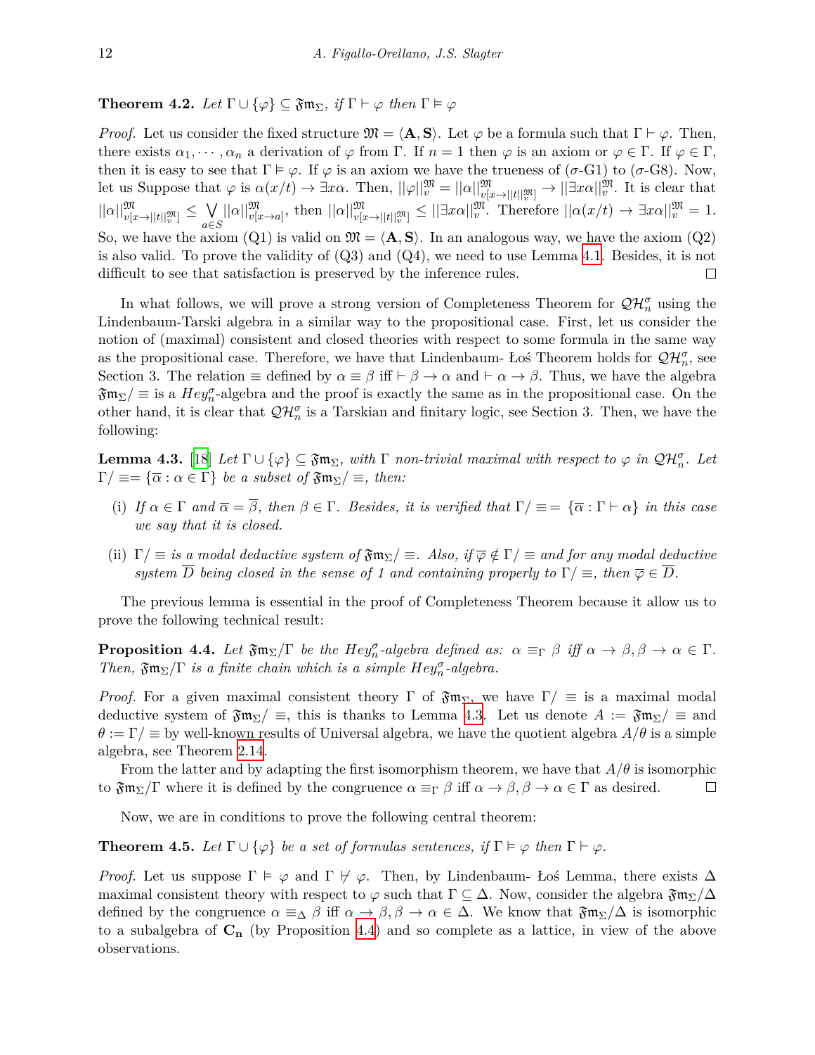**Theorem 4.2.** *Let $\Gamma \cup \{\varphi\} \subseteq \mathfrak{Fm}_\Sigma$, if $\Gamma \vdash \varphi$ then $\Gamma \vDash \varphi$*

*Proof.* Let us consider the fixed structure $\mathfrak{M} = \langle \mathbf{A}, \mathbf{S}\rangle$. Let $\varphi$ be a formula such that $\Gamma \vdash \varphi$. Then, there exists $\alpha_1, \cdots, \alpha_n$ a derivation of $\varphi$ from $\Gamma$. If $n = 1$ then $\varphi$ is an axiom or $\varphi \in \Gamma$. If $\varphi \in \Gamma$, then it is easy to see that $\Gamma \vDash \varphi$. If $\varphi$ is an axiom we have the trueness of ($\sigma$-G1) to ($\sigma$-G8). Now, let us Suppose that $\varphi$ is $\alpha(x/t) \to \exists x \alpha$. Then, $||\varphi||^{\mathfrak{M}}_v = ||\alpha||^{\mathfrak{M}}_{v[x \to ||t||^{\mathfrak{M}}_v]} \to ||\exists x \alpha||^{\mathfrak{M}}_v$. It is clear that $||\alpha||^{\mathfrak{M}}_{v[x \to ||t||^{\mathfrak{M}}_v]} \leq \bigvee\limits_{a \in S} ||\alpha||^{\mathfrak{M}}_{v[x \to a]}$, then $||\alpha||^{\mathfrak{M}}_{v[x \to ||t||^{\mathfrak{M}}_v]} \leq ||\exists x \alpha||^{\mathfrak{M}}_v$. Therefore $||\alpha(x/t) \to \exists x \alpha||^{\mathfrak{M}}_v = 1$. So, we have the axiom (Q1) is valid on $\mathfrak{M} = \langle \mathbf{A}, \mathbf{S}\rangle$. In an analogous way, we have the axiom (Q2) is also valid. To prove the validity of (Q3) and (Q4), we need to use Lemma 4.1. Besides, it is not difficult to see that satisfaction is preserved by the inference rules. □

In what follows, we will prove a strong version of Completeness Theorem for $\mathcal{QH}^\sigma_n$ using the Lindenbaum-Tarski algebra in a similar way to the propositional case. First, let us consider the notion of (maximal) consistent and closed theories with respect to some formula in the same way as the propositional case. Therefore, we have that Lindenbaum- Łoś Theorem holds for $\mathcal{QH}^\sigma_n$, see Section 3. The relation $\equiv$ defined by $\alpha \equiv \beta$ iff $\vdash \beta \to \alpha$ and $\vdash \alpha \to \beta$. Thus, we have the algebra $\mathfrak{Fm}_\Sigma/\equiv$ is a $Hey^\sigma_n$-algebra and the proof is exactly the same as in the propositional case. On the other hand, it is clear that $\mathcal{QH}^\sigma_n$ is a Tarskian and finitary logic, see Section 3. Then, we have the following:

**Lemma 4.3.** [18] *Let $\Gamma \cup \{\varphi\} \subseteq \mathfrak{Fm}_\Sigma$, with $\Gamma$ non-trivial maximal with respect to $\varphi$ in $\mathcal{QH}^\sigma_n$. Let $\Gamma/\equiv = \{\overline{\alpha} : \alpha \in \Gamma\}$ be a subset of $\mathfrak{Fm}_\Sigma/\equiv$, then:*

- (i) *If $\alpha \in \Gamma$ and $\overline{\alpha} = \overline{\beta}$, then $\beta \in \Gamma$. Besides, it is verified that $\Gamma/\equiv = \{\overline{\alpha} : \Gamma \vdash \alpha\}$ in this case we say that it is closed.*
- (ii) *$\Gamma/\equiv$ is a modal deductive system of $\mathfrak{Fm}_\Sigma/\equiv$. Also, if $\overline{\varphi} \notin \Gamma/\equiv$ and for any modal deductive system $\overline{D}$ being closed in the sense of 1 and containing properly to $\Gamma/\equiv$, then $\overline{\varphi} \in \overline{D}$.*

The previous lemma is essential in the proof of Completeness Theorem because it allow us to prove the following technical result:

**Proposition 4.4.** *Let $\mathfrak{Fm}_\Sigma/\Gamma$ be the $Hey^\sigma_n$-algebra defined as: $\alpha \equiv_\Gamma \beta$ iff $\alpha \to \beta, \beta \to \alpha \in \Gamma$. Then, $\mathfrak{Fm}_\Sigma/\Gamma$ is a finite chain which is a simple $Hey^\sigma_n$-algebra.*

*Proof.* For a given maximal consistent theory $\Gamma$ of $\mathfrak{Fm}_\Sigma$, we have $\Gamma/\equiv$ is a maximal modal deductive system of $\mathfrak{Fm}_\Sigma/\equiv$, this is thanks to Lemma 4.3. Let us denote $A := \mathfrak{Fm}_\Sigma/\equiv$ and $\theta := \Gamma/\equiv$ by well-known results of Universal algebra, we have the quotient algebra $A/\theta$ is a simple algebra, see Theorem 2.14.

From the latter and by adapting the first isomorphism theorem, we have that $A/\theta$ is isomorphic to $\mathfrak{Fm}_\Sigma/\Gamma$ where it is defined by the congruence $\alpha \equiv_\Gamma \beta$ iff $\alpha \to \beta, \beta \to \alpha \in \Gamma$ as desired. □

Now, we are in conditions to prove the following central theorem:

**Theorem 4.5.** *Let $\Gamma \cup \{\varphi\}$ be a set of formulas sentences, if $\Gamma \vDash \varphi$ then $\Gamma \vdash \varphi$.*

*Proof.* Let us suppose $\Gamma \vDash \varphi$ and $\Gamma \nvdash \varphi$. Then, by Lindenbaum- Łoś Lemma, there exists $\Delta$ maximal consistent theory with respect to $\varphi$ such that $\Gamma \subseteq \Delta$. Now, consider the algebra $\mathfrak{Fm}_\Sigma/\Delta$ defined by the congruence $\alpha \equiv_\Delta \beta$ iff $\alpha \to \beta, \beta \to \alpha \in \Delta$. We know that $\mathfrak{Fm}_\Sigma/\Delta$ is isomorphic to a subalgebra of $\mathbf{C_n}$ (by Proposition 4.4) and so complete as a lattice, in view of the above observations.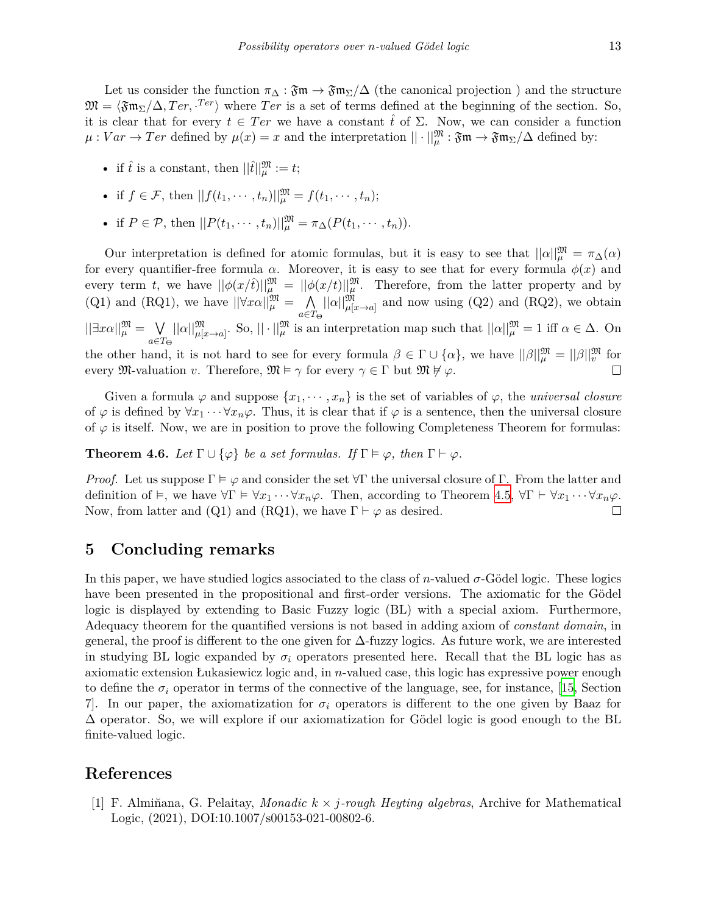Let us consider the function $\pi_\Delta : \mathfrak{Fm} \to \mathfrak{Fm}_\Sigma/\Delta$ (the canonical projection ) and the structure $\mathfrak{M} = \langle \mathfrak{Fm}_\Sigma/\Delta, Ter, \cdot^{Ter}\rangle$ where $Ter$ is a set of terms defined at the beginning of the section. So, it is clear that for every $t \in Ter$ we have a constant $\hat{t}$ of $\Sigma$. Now, we can consider a function $\mu : Var \to Ter$ defined by $\mu(x) = x$ and the interpretation $||\cdot||^{\mathfrak{M}}_\mu : \mathfrak{Fm} \to \mathfrak{Fm}_\Sigma/\Delta$ defined by:

- if $\hat{t}$ is a constant, then $||\hat{t}||^{\mathfrak{M}}_\mu := t$;
- if $f \in \mathcal{F}$, then $||f(t_1, \cdots, t_n)||^{\mathfrak{M}}_\mu = f(t_1, \cdots, t_n)$;
- if $P \in \mathcal{P}$, then $||P(t_1, \cdots, t_n)||^{\mathfrak{M}}_\mu = \pi_\Delta(P(t_1, \cdots, t_n))$.

Our interpretation is defined for atomic formulas, but it is easy to see that $||\alpha||^{\mathfrak{M}}_\mu = \pi_\Delta(\alpha)$ for every quantifier-free formula $\alpha$. Moreover, it is easy to see that for every formula $\phi(x)$ and every term $t$, we have $||\phi(x/\hat{t})||^{\mathfrak{M}}_\mu = ||\phi(x/t)||^{\mathfrak{M}}_\mu$. Therefore, from the latter property and by (Q1) and (RQ1), we have $||\forall x\alpha||^{\mathfrak{M}}_\mu = \bigwedge\limits_{a\in T_\Theta} ||\alpha||^{\mathfrak{M}}_{\mu[x\to a]}$ and now using (Q2) and (RQ2), we obtain $||\exists x\alpha||^{\mathfrak{M}}_\mu = \bigvee\limits_{a\in T_\Theta} ||\alpha||^{\mathfrak{M}}_{\mu[x\to a]}$. So, $||\cdot||^{\mathfrak{M}}_\mu$ is an interpretation map such that $||\alpha||^{\mathfrak{M}}_\mu = 1$ iff $\alpha \in \Delta$. On the other hand, it is not hard to see for every formula $\beta \in \Gamma \cup \{\alpha\}$, we have $||\beta||^{\mathfrak{M}}_\mu = ||\beta||^{\mathfrak{M}}_v$ for every $\mathfrak{M}$-valuation $v$. Therefore, $\mathfrak{M} \vDash \gamma$ for every $\gamma \in \Gamma$ but $\mathfrak{M} \nvDash \varphi$. □

Given a formula $\varphi$ and suppose $\{x_1, \cdots, x_n\}$ is the set of variables of $\varphi$, the *universal closure* of $\varphi$ is defined by $\forall x_1 \cdots \forall x_n \varphi$. Thus, it is clear that if $\varphi$ is a sentence, then the universal closure of $\varphi$ is itself. Now, we are in position to prove the following Completeness Theorem for formulas:

**Theorem 4.6.** *Let $\Gamma \cup \{\varphi\}$ be a set formulas. If $\Gamma \vDash \varphi$, then $\Gamma \vdash \varphi$.*

*Proof.* Let us suppose $\Gamma \vDash \varphi$ and consider the set $\forall\Gamma$ the universal closure of $\Gamma$. From the latter and definition of $\vDash$, we have $\forall\Gamma \vDash \forall x_1 \cdots \forall x_n \varphi$. Then, according to Theorem 4.5, $\forall\Gamma \vdash \forall x_1 \cdots \forall x_n \varphi$. Now, from latter and (Q1) and (RQ1), we have $\Gamma \vdash \varphi$ as desired. □

## 5 Concluding remarks

In this paper, we have studied logics associated to the class of $n$-valued $\sigma$-Gödel logic. These logics have been presented in the propositional and first-order versions. The axiomatic for the Gödel logic is displayed by extending to Basic Fuzzy logic (BL) with a special axiom. Furthermore, Adequacy theorem for the quantified versions is not based in adding axiom of *constant domain*, in general, the proof is different to the one given for $\Delta$-fuzzy logics. As future work, we are interested in studying BL logic expanded by $\sigma_i$ operators presented here. Recall that the BL logic has as axiomatic extension Łukasiewicz logic and, in $n$-valued case, this logic has expressive power enough to define the $\sigma_i$ operator in terms of the connective of the language, see, for instance, [15, Section 7]. In our paper, the axiomatization for $\sigma_i$ operators is different to the one given by Baaz for $\Delta$ operator. So, we will explore if our axiomatization for Gödel logic is good enough to the BL finite-valued logic.

## References

[1] F. Almiňana, G. Pelaitay, *Monadic $k \times j$-rough Heyting algebras*, Archive for Mathematical Logic, (2021), DOI:10.1007/s00153-021-00802-6.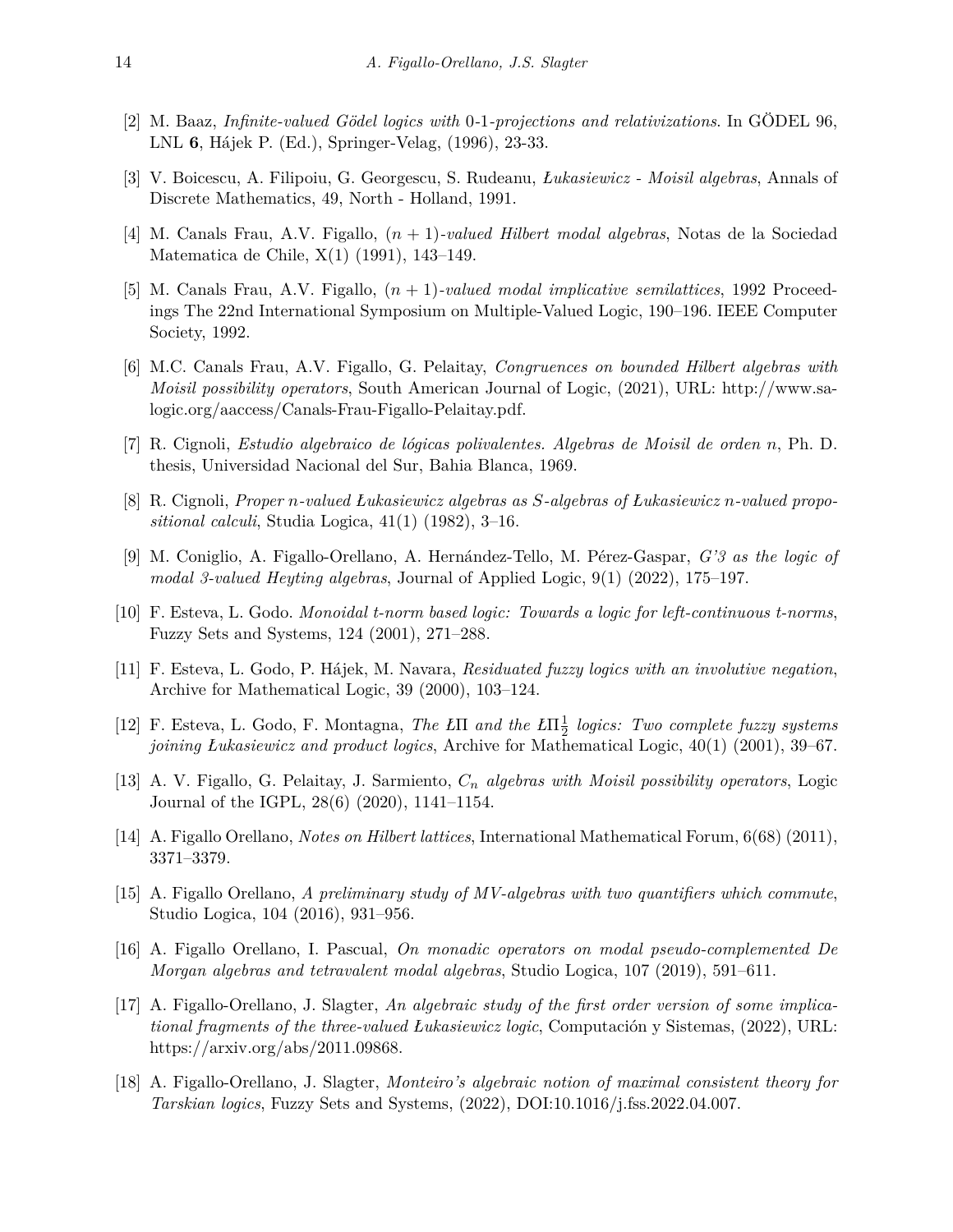[2] M. Baaz, *Infinite-valued Gödel logics with* 0-1-*projections and relativizations*. In GÖDEL 96, LNL **6**, Hájek P. (Ed.), Springer-Velag, (1996), 23-33.

[3] V. Boicescu, A. Filipoiu, G. Georgescu, S. Rudeanu, *Łukasiewicz - Moisil algebras*, Annals of Discrete Mathematics, 49, North - Holland, 1991.

[4] M. Canals Frau, A.V. Figallo, $(n+1)$*-valued Hilbert modal algebras*, Notas de la Sociedad Matematica de Chile, X(1) (1991), 143–149.

[5] M. Canals Frau, A.V. Figallo, $(n+1)$*-valued modal implicative semilattices*, 1992 Proceedings The 22nd International Symposium on Multiple-Valued Logic, 190–196. IEEE Computer Society, 1992.

[6] M.C. Canals Frau, A.V. Figallo, G. Pelaitay, *Congruences on bounded Hilbert algebras with Moisil possibility operators*, South American Journal of Logic, (2021), URL: http://www.sa-logic.org/aaccess/Canals-Frau-Figallo-Pelaitay.pdf.

[7] R. Cignoli, *Estudio algebraico de lógicas polivalentes. Algebras de Moisil de orden n*, Ph. D. thesis, Universidad Nacional del Sur, Bahia Blanca, 1969.

[8] R. Cignoli, *Proper n-valued Łukasiewicz algebras as S-algebras of Łukasiewicz n-valued propositional calculi*, Studia Logica, 41(1) (1982), 3–16.

[9] M. Coniglio, A. Figallo-Orellano, A. Hernández-Tello, M. Pérez-Gaspar, *G'3 as the logic of modal 3-valued Heyting algebras*, Journal of Applied Logic, 9(1) (2022), 175–197.

[10] F. Esteva, L. Godo. *Monoidal t-norm based logic: Towards a logic for left-continuous t-norms*, Fuzzy Sets and Systems, 124 (2001), 271–288.

[11] F. Esteva, L. Godo, P. Hájek, M. Navara, *Residuated fuzzy logics with an involutive negation*, Archive for Mathematical Logic, 39 (2000), 103–124.

[12] F. Esteva, L. Godo, F. Montagna, *The* ŁΠ *and the* ŁΠ$\frac{1}{2}$ *logics: Two complete fuzzy systems joining Łukasiewicz and product logics*, Archive for Mathematical Logic, 40(1) (2001), 39–67.

[13] A. V. Figallo, G. Pelaitay, J. Sarmiento, $C_n$ *algebras with Moisil possibility operators*, Logic Journal of the IGPL, 28(6) (2020), 1141–1154.

[14] A. Figallo Orellano, *Notes on Hilbert lattices*, International Mathematical Forum, 6(68) (2011), 3371–3379.

[15] A. Figallo Orellano, *A preliminary study of MV-algebras with two quantifiers which commute*, Studio Logica, 104 (2016), 931–956.

[16] A. Figallo Orellano, I. Pascual, *On monadic operators on modal pseudo-complemented De Morgan algebras and tetravalent modal algebras*, Studio Logica, 107 (2019), 591–611.

[17] A. Figallo-Orellano, J. Slagter, *An algebraic study of the first order version of some implicational fragments of the three-valued Łukasiewicz logic*, Computación y Sistemas, (2022), URL: https://arxiv.org/abs/2011.09868.

[18] A. Figallo-Orellano, J. Slagter, *Monteiro's algebraic notion of maximal consistent theory for Tarskian logics*, Fuzzy Sets and Systems, (2022), DOI:10.1016/j.fss.2022.04.007.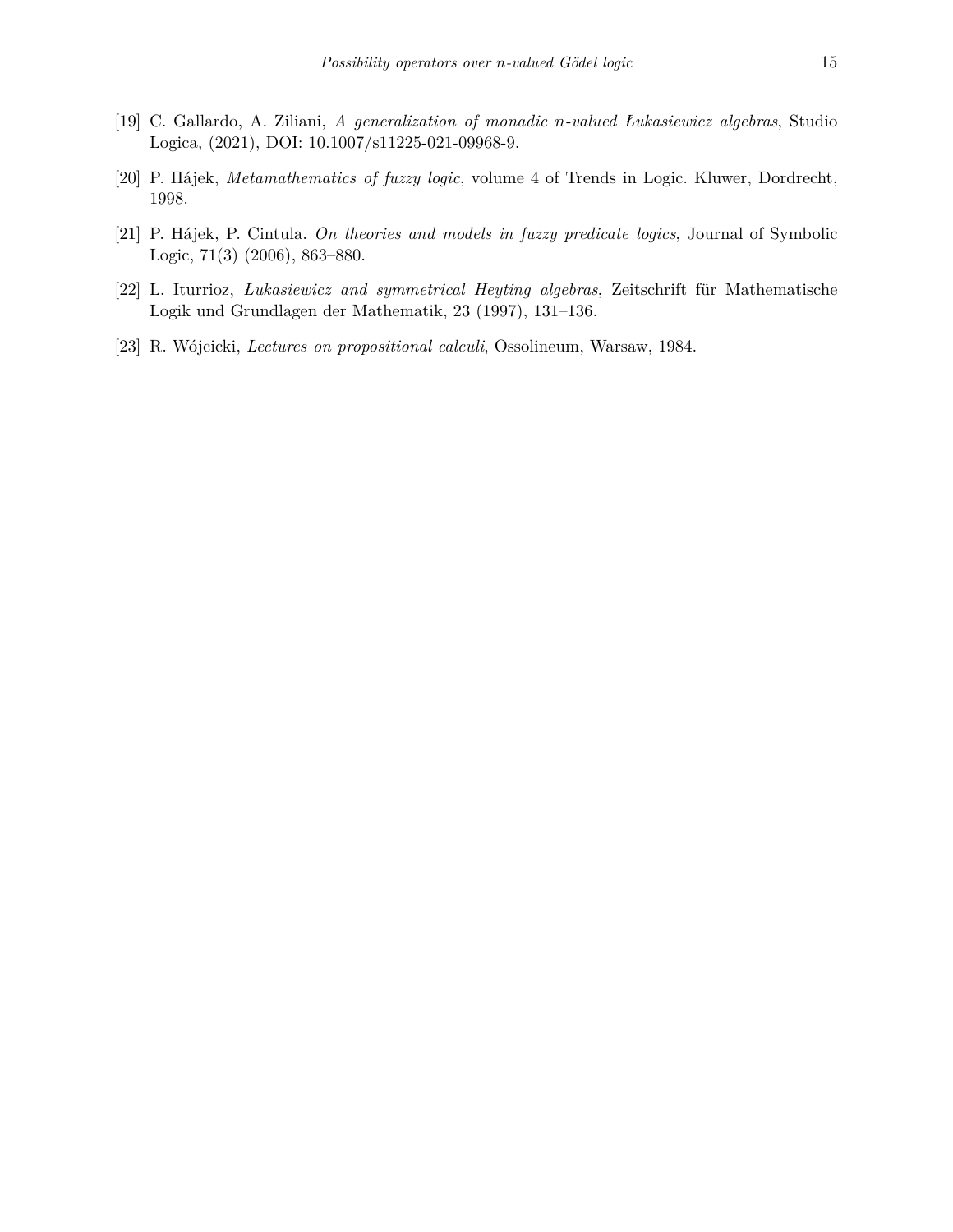[19] C. Gallardo, A. Ziliani, *A generalization of monadic n-valued Łukasiewicz algebras*, Studio Logica, (2021), DOI: 10.1007/s11225-021-09968-9.

[20] P. Hájek, *Metamathematics of fuzzy logic*, volume 4 of Trends in Logic. Kluwer, Dordrecht, 1998.

[21] P. Hájek, P. Cintula. *On theories and models in fuzzy predicate logics*, Journal of Symbolic Logic, 71(3) (2006), 863–880.

[22] L. Iturrioz, *Łukasiewicz and symmetrical Heyting algebras*, Zeitschrift für Mathematische Logik und Grundlagen der Mathematik, 23 (1997), 131–136.

[23] R. Wójcicki, *Lectures on propositional calculi*, Ossolineum, Warsaw, 1984.